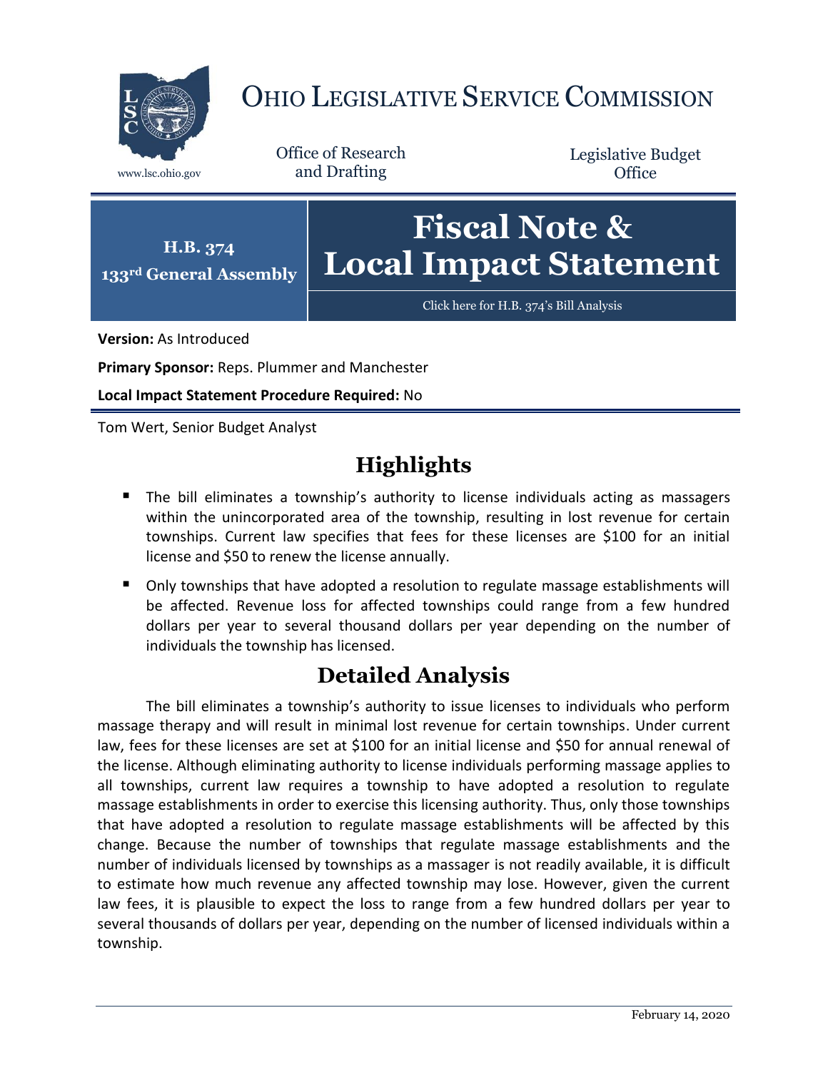# OHIO LEGISLATIVE SERVICE COMMISSION

www.lsc.ohio.gov

Office of Research and Drafting

Legislative Budget Office

**H.B. 374**
**133rd General Assembly**

# Fiscal Note & Local Impact Statement

Click here for H.B. 374's Bill Analysis

**Version:** As Introduced

**Primary Sponsor:** Reps. Plummer and Manchester

**Local Impact Statement Procedure Required:** No

Tom Wert, Senior Budget Analyst

## Highlights

- The bill eliminates a township's authority to license individuals acting as massagers within the unincorporated area of the township, resulting in lost revenue for certain townships. Current law specifies that fees for these licenses are $100 for an initial license and $50 to renew the license annually.
- Only townships that have adopted a resolution to regulate massage establishments will be affected. Revenue loss for affected townships could range from a few hundred dollars per year to several thousand dollars per year depending on the number of individuals the township has licensed.

## Detailed Analysis

The bill eliminates a township's authority to issue licenses to individuals who perform massage therapy and will result in minimal lost revenue for certain townships. Under current law, fees for these licenses are set at $100 for an initial license and $50 for annual renewal of the license. Although eliminating authority to license individuals performing massage applies to all townships, current law requires a township to have adopted a resolution to regulate massage establishments in order to exercise this licensing authority. Thus, only those townships that have adopted a resolution to regulate massage establishments will be affected by this change. Because the number of townships that regulate massage establishments and the number of individuals licensed by townships as a massager is not readily available, it is difficult to estimate how much revenue any affected township may lose. However, given the current law fees, it is plausible to expect the loss to range from a few hundred dollars per year to several thousands of dollars per year, depending on the number of licensed individuals within a township.

February 14, 2020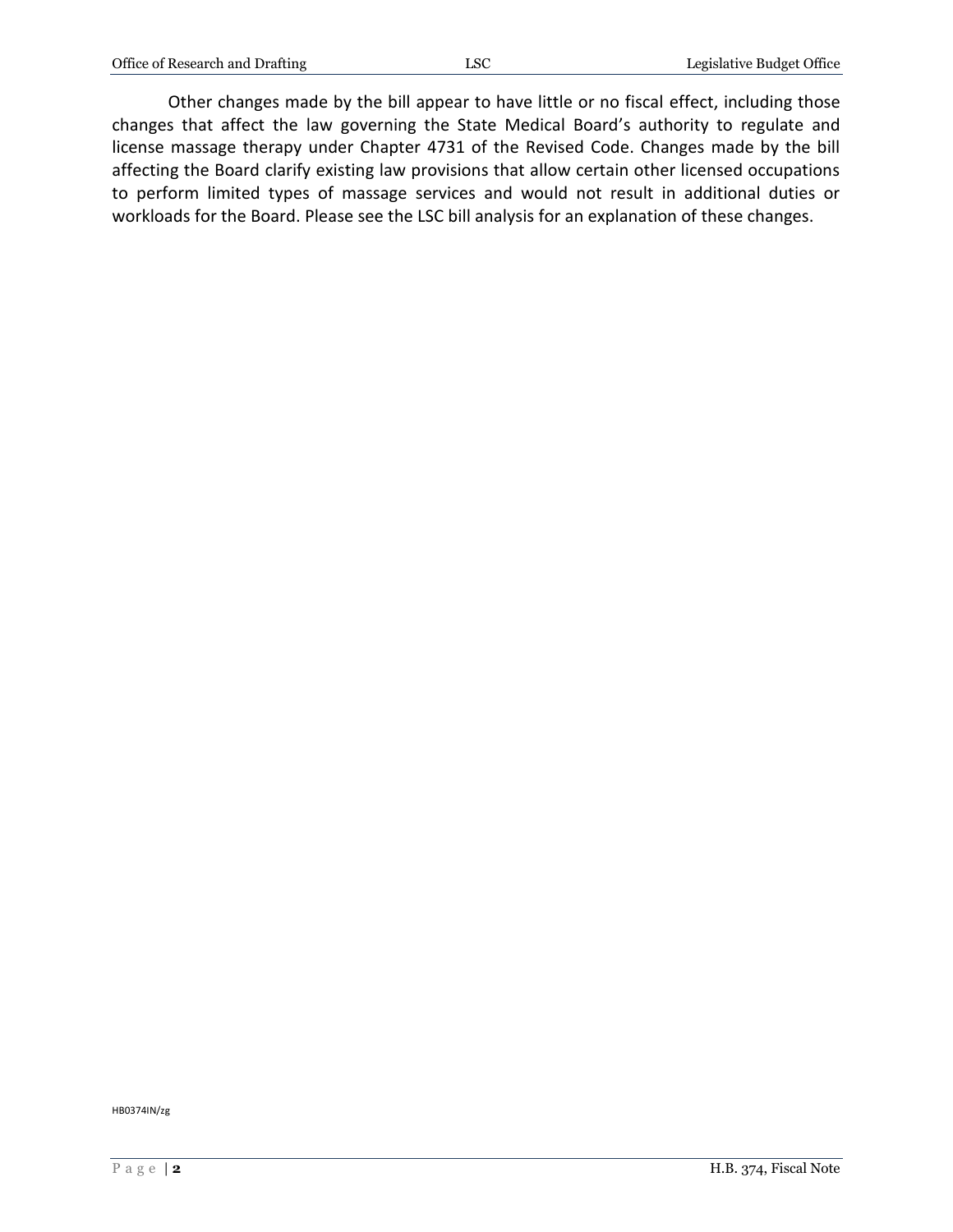Other changes made by the bill appear to have little or no fiscal effect, including those changes that affect the law governing the State Medical Board's authority to regulate and license massage therapy under Chapter 4731 of the Revised Code. Changes made by the bill affecting the Board clarify existing law provisions that allow certain other licensed occupations to perform limited types of massage services and would not result in additional duties or workloads for the Board. Please see the LSC bill analysis for an explanation of these changes.

HB0374IN/zg